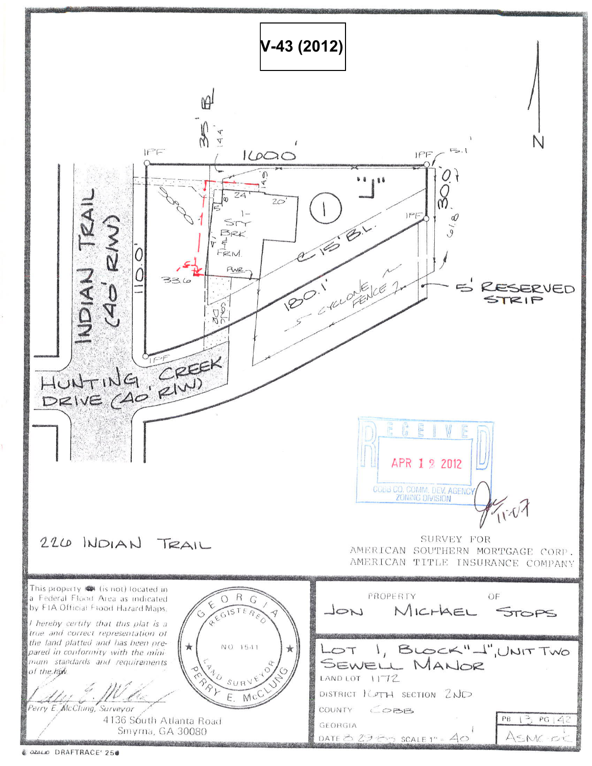**V-43 (2012)**

N

IPF 160.0' IPF 5.1

35' BL 14.4'

INDIAN TRAIL (40' R/W)

110.0'

"J"

1

24' 20' 14.9

5' 8'

1-STY BRK & FRM

PWR

33.6

15' BL

180.1'

CYCLONE FENCE

30.0'

61.8'

IPF

5' RESERVED STRIP

IPF

HUNTING CREEK DRIVE (40' R/W)

RECEIVED
APR 12 2012
COBB CO. COMM. DEV. AGENCY
ZONING DIVISION

226 INDIAN TRAIL

SURVEY FOR
AMERICAN SOUTHERN MORTGAGE CORP.
AMERICAN TITLE INSURANCE COMPANY

This property (is not) located in a Federal Flood Area as indicated by FIA Official Flood Hazard Maps.

*I hereby certify that this plat is a true and correct representation of the land platted and has been prepared in conformity with the minimum standards and requirements of the law.*

Perry E. McClung, Surveyor
4136 South Atlanta Road
Smyrna, GA 30080

GEORGIA REGISTERED NO 1541 LAND SURVEYOR PERRY E. McCLUNG

PROPERTY OF
JON MICHAEL STOPS

LOT 1, BLOCK "J", UNIT TWO
SEWELL MANOR
LAND LOT 1172
DISTRICT 16TH SECTION 2ND
COUNTY COBB
GEORGIA
DATE 8-29-85 SCALE 1" = 40'

PB 13 PG 142
ASMC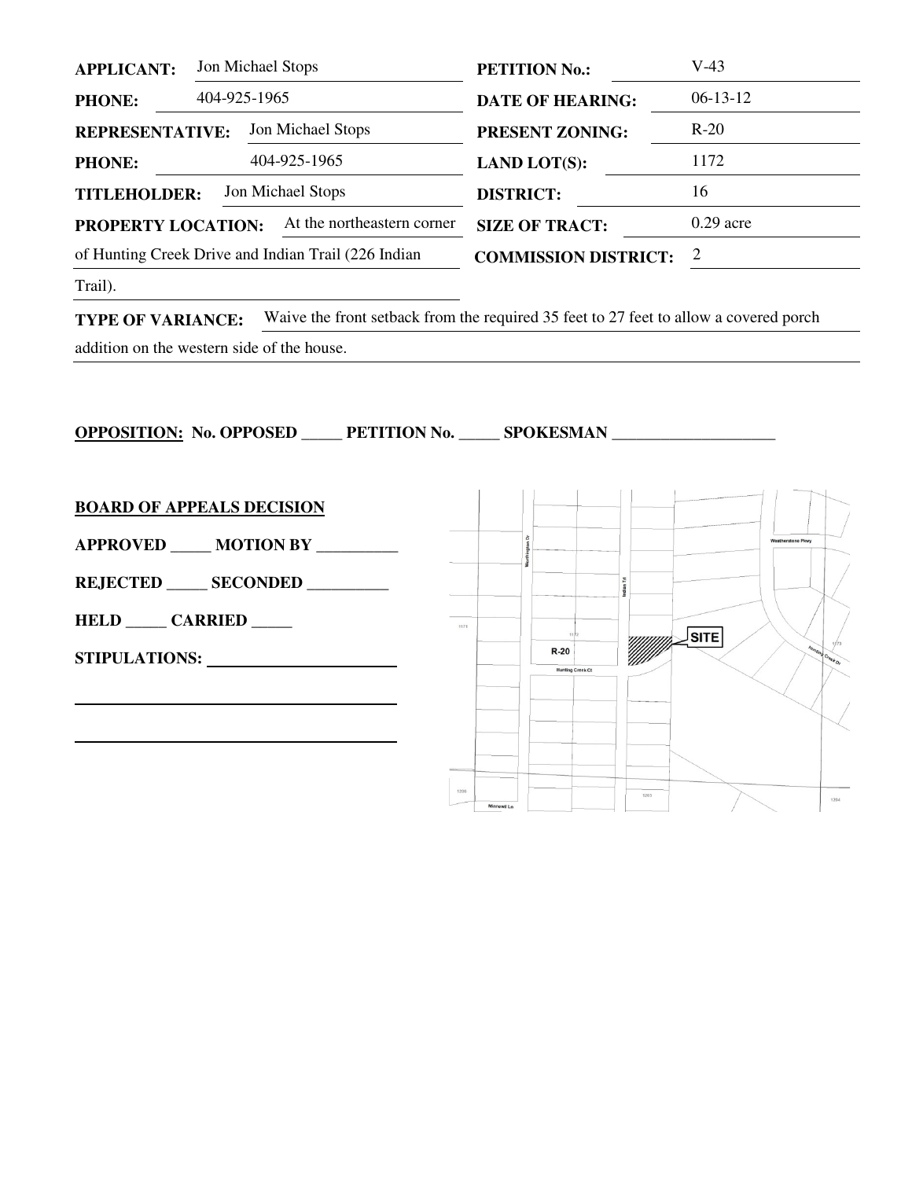| | | | |
|---|---|---|---|
| **APPLICANT:** | Jon Michael Stops | **PETITION No.:** | V-43 |
| **PHONE:** | 404-925-1965 | **DATE OF HEARING:** | 06-13-12 |
| **REPRESENTATIVE:** | Jon Michael Stops | **PRESENT ZONING:** | R-20 |
| **PHONE:** | 404-925-1965 | **LAND LOT(S):** | 1172 |
| **TITLEHOLDER:** | Jon Michael Stops | **DISTRICT:** | 16 |
| **PROPERTY LOCATION:** | At the northeastern corner of Hunting Creek Drive and Indian Trail (226 Indian Trail). | **SIZE OF TRACT:** | 0.29 acre |
| | | **COMMISSION DISTRICT:** | 2 |

**TYPE OF VARIANCE:** Waive the front setback from the required 35 feet to 27 feet to allow a covered porch addition on the western side of the house.

**OPPOSITION:** **No. OPPOSED _____ PETITION No. _____ SPOKESMAN ____________________**

**BOARD OF APPEALS DECISION**

**APPROVED _____ MOTION BY __________**

**REJECTED _____ SECONDED __________**

**HELD _____ CARRIED _____**

**STIPULATIONS:** ______________________

____________________________________

____________________________________

Weatherstone Pkwy

Worthington Dr

Indian Trl

1173

1172

R-20

SITE

Hunting Creek Ct

Hunting Creek Dr

1173

1205

Mimosa Ln

1203

1204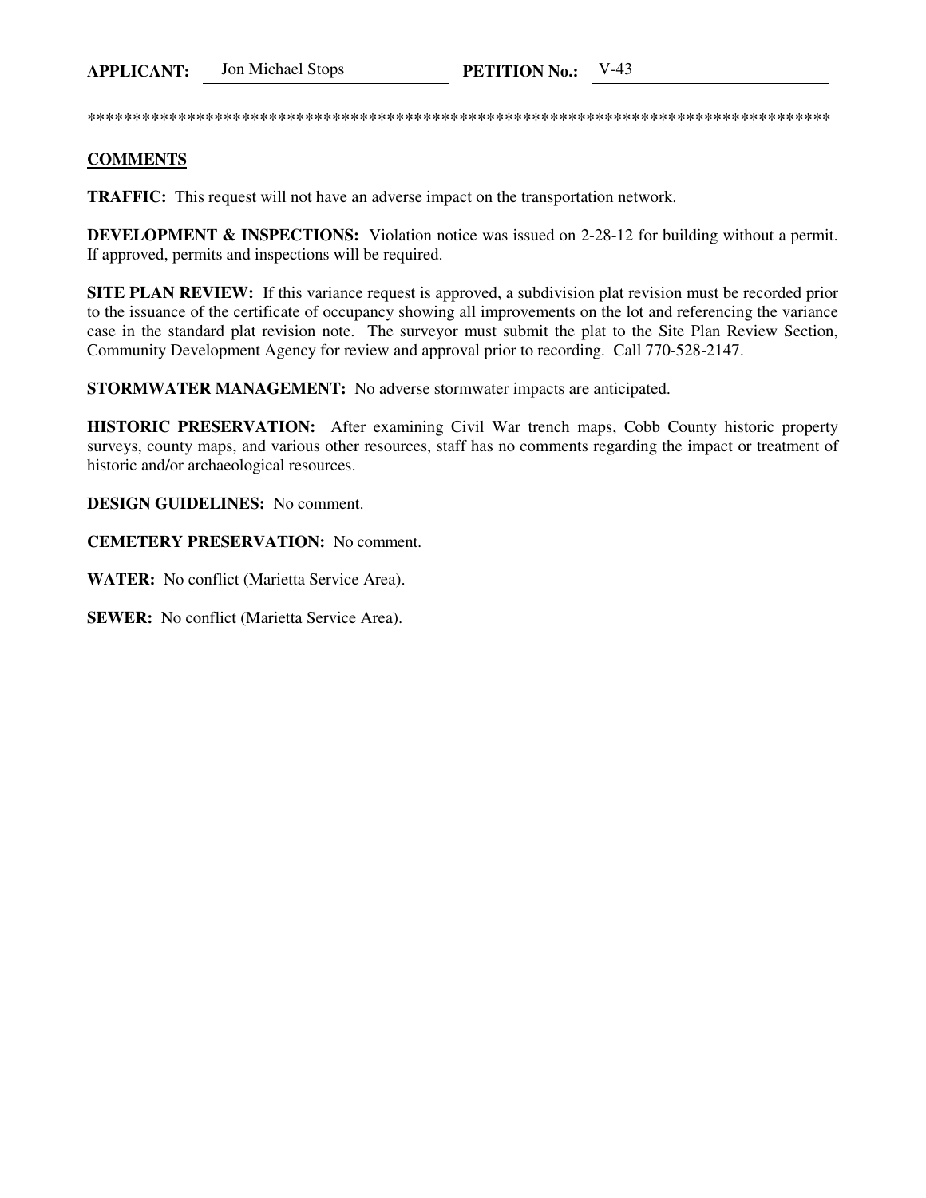**APPLICANT:** Jon Michael Stops **PETITION No.:** V-43

**************************************************************************************

## COMMENTS

**TRAFFIC:** This request will not have an adverse impact on the transportation network.

**DEVELOPMENT & INSPECTIONS:** Violation notice was issued on 2-28-12 for building without a permit. If approved, permits and inspections will be required.

**SITE PLAN REVIEW:** If this variance request is approved, a subdivision plat revision must be recorded prior to the issuance of the certificate of occupancy showing all improvements on the lot and referencing the variance case in the standard plat revision note. The surveyor must submit the plat to the Site Plan Review Section, Community Development Agency for review and approval prior to recording. Call 770-528-2147.

**STORMWATER MANAGEMENT:** No adverse stormwater impacts are anticipated.

**HISTORIC PRESERVATION:** After examining Civil War trench maps, Cobb County historic property surveys, county maps, and various other resources, staff has no comments regarding the impact or treatment of historic and/or archaeological resources.

**DESIGN GUIDELINES:** No comment.

**CEMETERY PRESERVATION:** No comment.

**WATER:** No conflict (Marietta Service Area).

**SEWER:** No conflict (Marietta Service Area).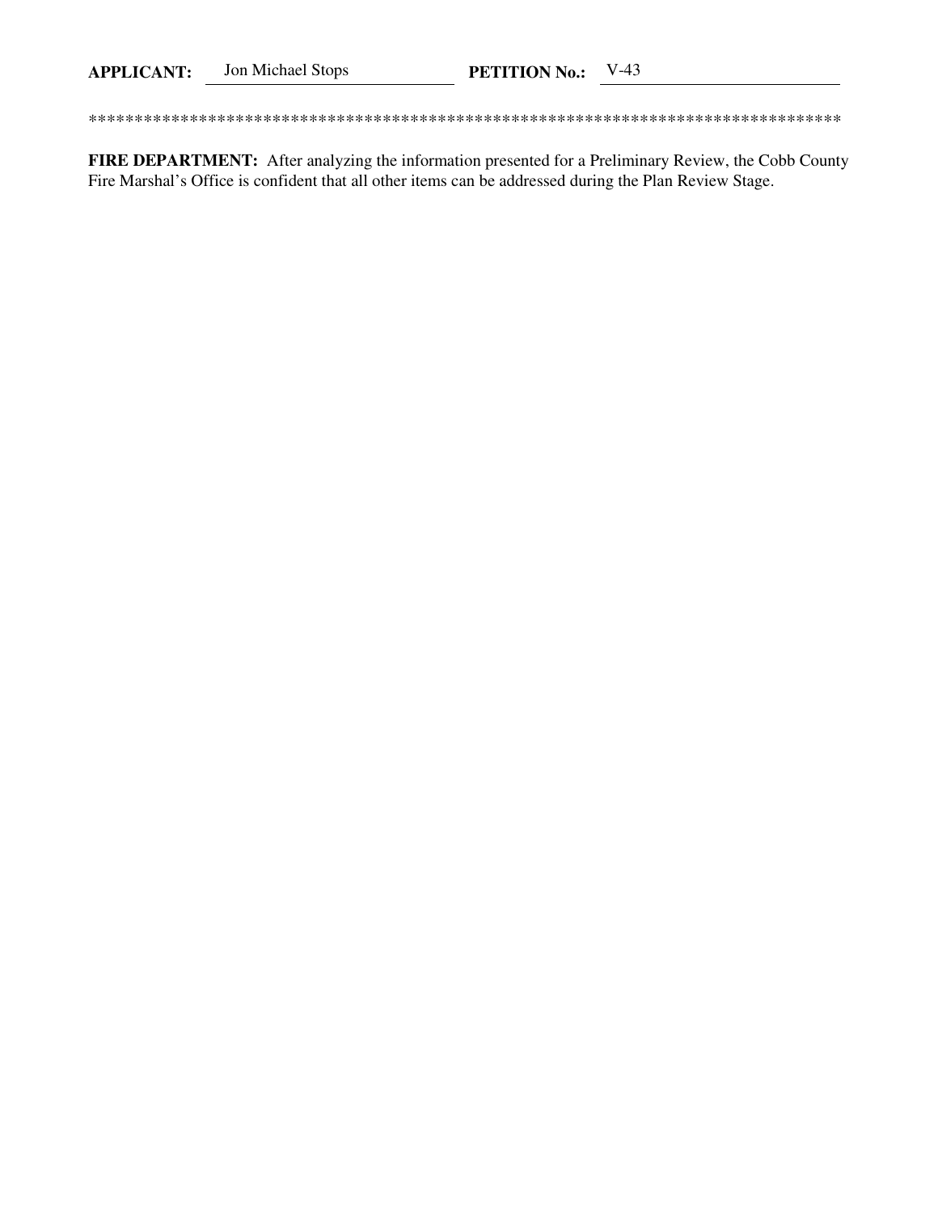**APPLICANT:** Jon Michael Stops **PETITION No.:** V-43

************************************************************************************

**FIRE DEPARTMENT:** After analyzing the information presented for a Preliminary Review, the Cobb County Fire Marshal's Office is confident that all other items can be addressed during the Plan Review Stage.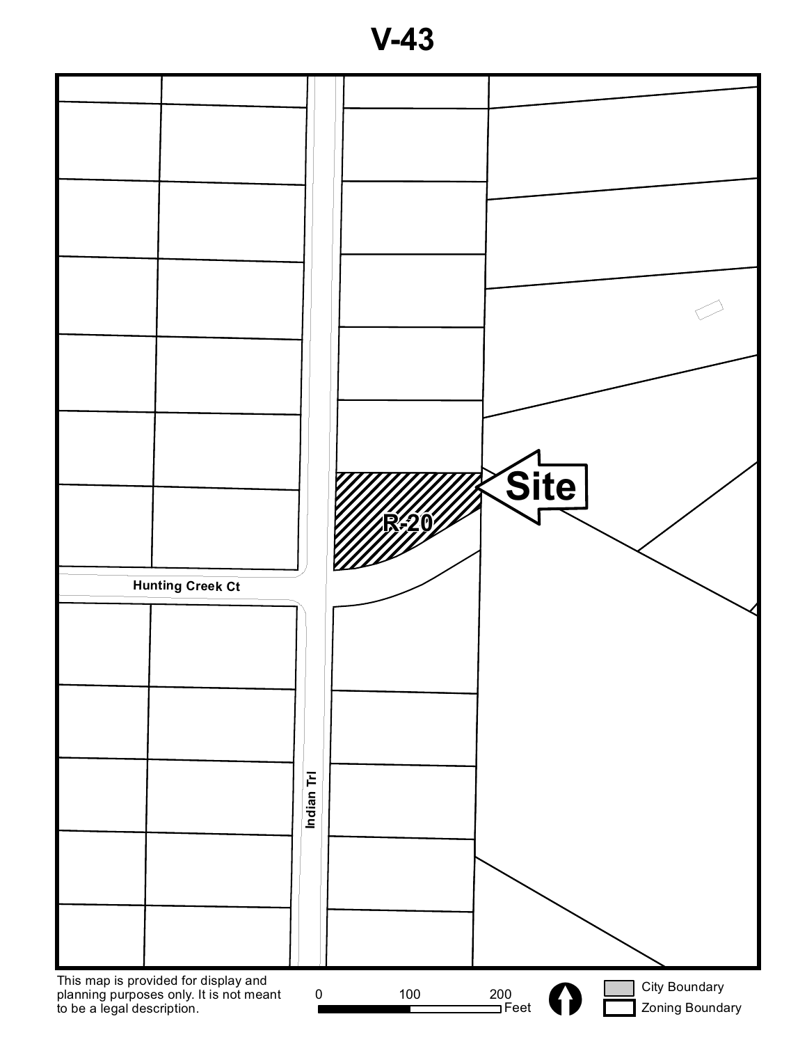# V-43

Site

R-20

Hunting Creek Ct

Indian Trl

This map is provided for display and planning purposes only. It is not meant to be a legal description.

0 100 200 Feet

City Boundary

Zoning Boundary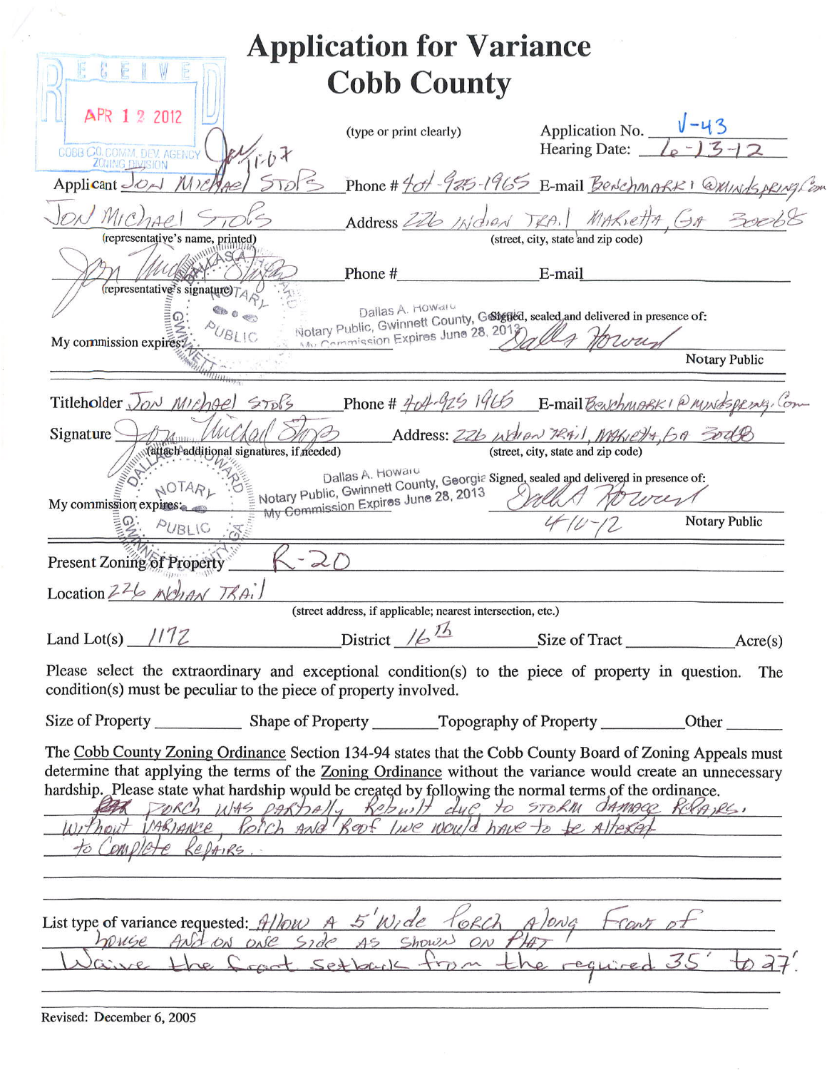# Application for Variance
# Cobb County

RECEIVED
APR 1 2 2012
COBB CO. COMM. DEV. AGENCY
ZONING DIVISION

(type or print clearly)

Application No. V-43
Hearing Date: 6-13-12

Applicant Jon Michael Stots Phone # 404-925-1965 E-mail Benchmark1@mindspring.com

Jon Michael Stots
(representative's name, printed)

Address 226 Indian Trail Marietta, GA 30068
(street, city, state and zip code)

(representative's signature) Phone # ____________ E-mail ____________

Dallas A. Howard
Notary Public, Gwinnett County, Georgia
My Commission Expires June 28, 2013

My commission expires: ____________

Signed, sealed and delivered in presence of:

Notary Public

Titleholder Jon Michael Stots Phone # 404-925 1965 E-mail Benchmark1@mindspring.com

Signature ____________ Address: 226 Indian Trail, Marietta, GA 30068
(attach additional signatures, if needed) (street, city, state and zip code)

Dallas A. Howard
Notary Public, Gwinnett County, Georgia
My Commission Expires June 28, 2013

My commission expires: ____________

Signed, sealed and delivered in presence of:

4/10/12
Notary Public

Present Zoning of Property R-20

Location 226 Indian Trail
(street address, if applicable; nearest intersection, etc.)

Land Lot(s) 1172 District 16th Size of Tract ____________ Acre(s)

Please select the extraordinary and exceptional condition(s) to the piece of property in question. The condition(s) must be peculiar to the piece of property involved.

Size of Property ____________ Shape of Property ____________ Topography of Property ____________ Other ____________

The Cobb County Zoning Ordinance Section 134-94 states that the Cobb County Board of Zoning Appeals must determine that applying the terms of the Zoning Ordinance without the variance would create an unnecessary hardship. Please state what hardship would be created by following the normal terms of the ordinance.

Porch was partially rebuilt due to storm damage repairs. Without variance, porch and roof line would have to be altered to complete repairs.

List type of variance requested: Allow a 5' wide porch along front of house and on one side as shown on plat. Waive the front setback from the required 35' to 27'.

Revised: December 6, 2005